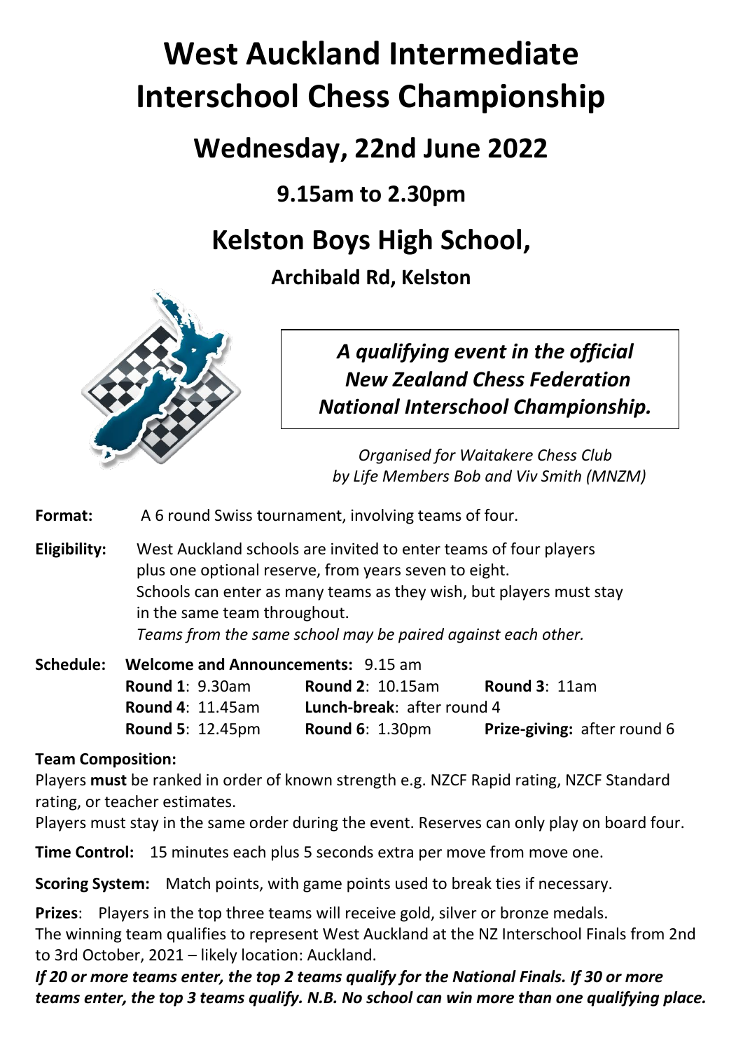# West Auckland Intermediate Interschool Chess Championship

## Wednesday, 22nd June 2022

### 9.15am to 2.30pm

## Kelston Boys High School,

### Archibald Rd, Kelston

***A qualifying event in the official New Zealand Chess Federation National Interschool Championship.***

*Organised for Waitakere Chess Club by Life Members Bob and Viv Smith (MNZM)*

**Format:** A 6 round Swiss tournament, involving teams of four.

**Eligibility:** West Auckland schools are invited to enter teams of four players plus one optional reserve, from years seven to eight.
Schools can enter as many teams as they wish, but players must stay in the same team throughout.
*Teams from the same school may be paired against each other.*

**Schedule:** **Welcome and Announcements:** 9.15 am

| | | |
|---|---|---|
| **Round 1**: 9.30am | **Round 2**: 10.15am | **Round 3**: 11am |
| **Round 4**: 11.45am | **Lunch-break**: after round 4 | |
| **Round 5**: 12.45pm | **Round 6**: 1.30pm | **Prize-giving:** after round 6 |

**Team Composition:**
Players **must** be ranked in order of known strength e.g. NZCF Rapid rating, NZCF Standard rating, or teacher estimates.
Players must stay in the same order during the event. Reserves can only play on board four.

**Time Control:** 15 minutes each plus 5 seconds extra per move from move one.

**Scoring System:** Match points, with game points used to break ties if necessary.

**Prizes**: Players in the top three teams will receive gold, silver or bronze medals.
The winning team qualifies to represent West Auckland at the NZ Interschool Finals from 2nd to 3rd October, 2021 – likely location: Auckland.

***If 20 or more teams enter, the top 2 teams qualify for the National Finals. If 30 or more teams enter, the top 3 teams qualify. N.B. No school can win more than one qualifying place.***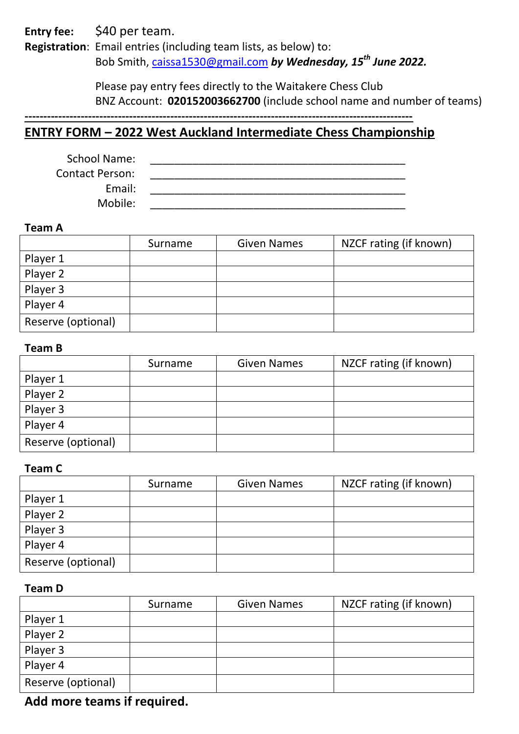**Entry fee:** $40 per team.

**Registration**: Email entries (including team lists, as below) to:
Bob Smith, caissa1530@gmail.com ***by Wednesday, 15th June 2022.***

Please pay entry fees directly to the Waitakere Chess Club
BNZ Account: **020152003662700** (include school name and number of teams)

---

## ENTRY FORM – 2022 West Auckland Intermediate Chess Championship

School Name: ____________________________________________
Contact Person: ____________________________________________
Email: ____________________________________________
Mobile: ____________________________________________

**Team A**

| | Surname | Given Names | NZCF rating (if known) |
|---|---|---|---|
| Player 1 | | | |
| Player 2 | | | |
| Player 3 | | | |
| Player 4 | | | |
| Reserve (optional) | | | |

**Team B**

| | Surname | Given Names | NZCF rating (if known) |
|---|---|---|---|
| Player 1 | | | |
| Player 2 | | | |
| Player 3 | | | |
| Player 4 | | | |
| Reserve (optional) | | | |

**Team C**

| | Surname | Given Names | NZCF rating (if known) |
|---|---|---|---|
| Player 1 | | | |
| Player 2 | | | |
| Player 3 | | | |
| Player 4 | | | |
| Reserve (optional) | | | |

**Team D**

| | Surname | Given Names | NZCF rating (if known) |
|---|---|---|---|
| Player 1 | | | |
| Player 2 | | | |
| Player 3 | | | |
| Player 4 | | | |
| Reserve (optional) | | | |

**Add more teams if required.**